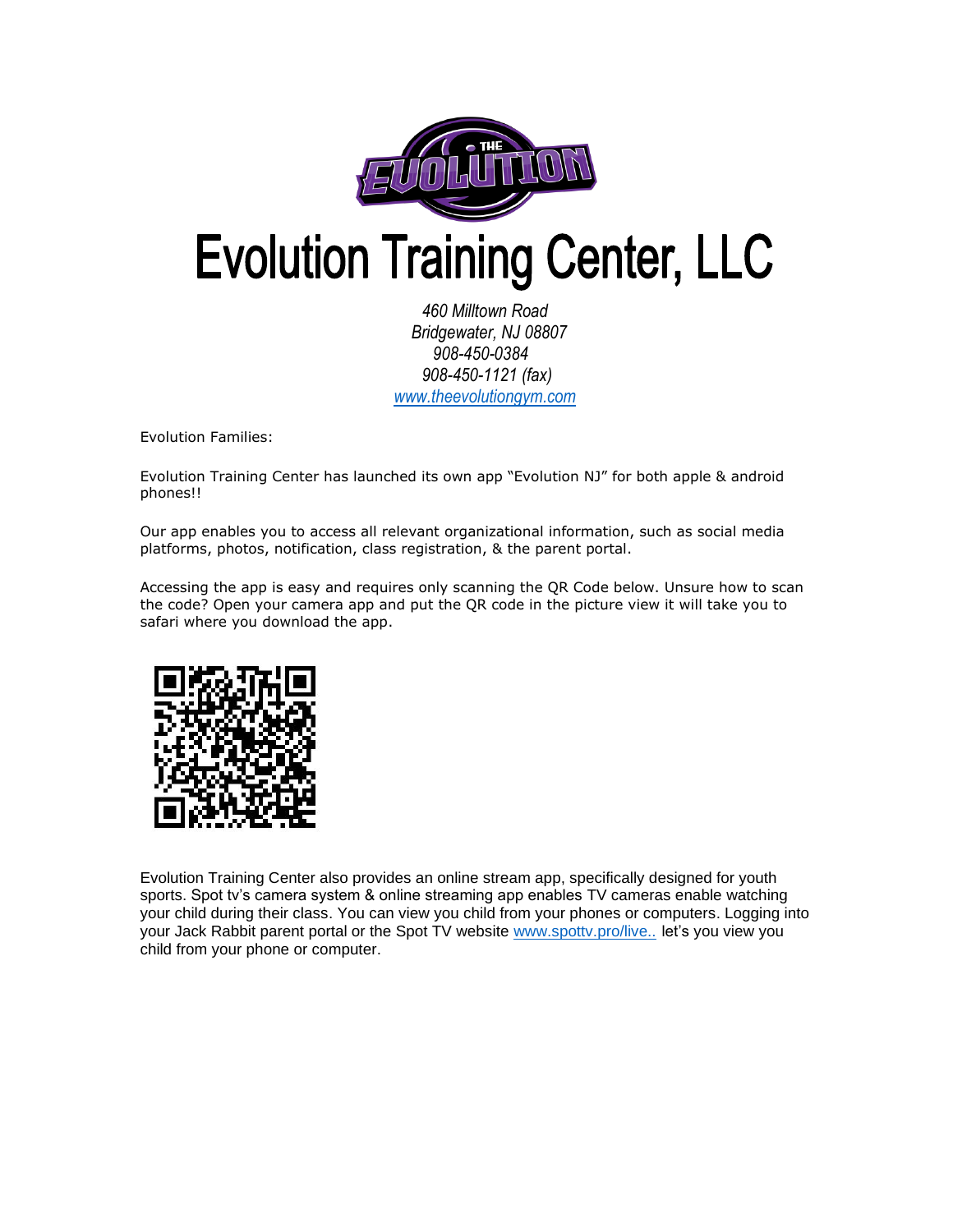# Evolution Training Center, LLC

*460 Milltown Road*
*Bridgewater, NJ 08807*
*908-450-0384*
*908-450-1121 (fax)*
*www.theevolutiongym.com*

Evolution Families:

Evolution Training Center has launched its own app "Evolution NJ" for both apple & android phones!!

Our app enables you to access all relevant organizational information, such as social media platforms, photos, notification, class registration, & the parent portal.

Accessing the app is easy and requires only scanning the QR Code below. Unsure how to scan the code? Open your camera app and put the QR code in the picture view it will take you to safari where you download the app.

Evolution Training Center also provides an online stream app, specifically designed for youth sports. Spot tv's camera system & online streaming app enables TV cameras enable watching your child during their class. You can view you child from your phones or computers. Logging into your Jack Rabbit parent portal or the Spot TV website www.spottv.pro/live.. let's you view you child from your phone or computer.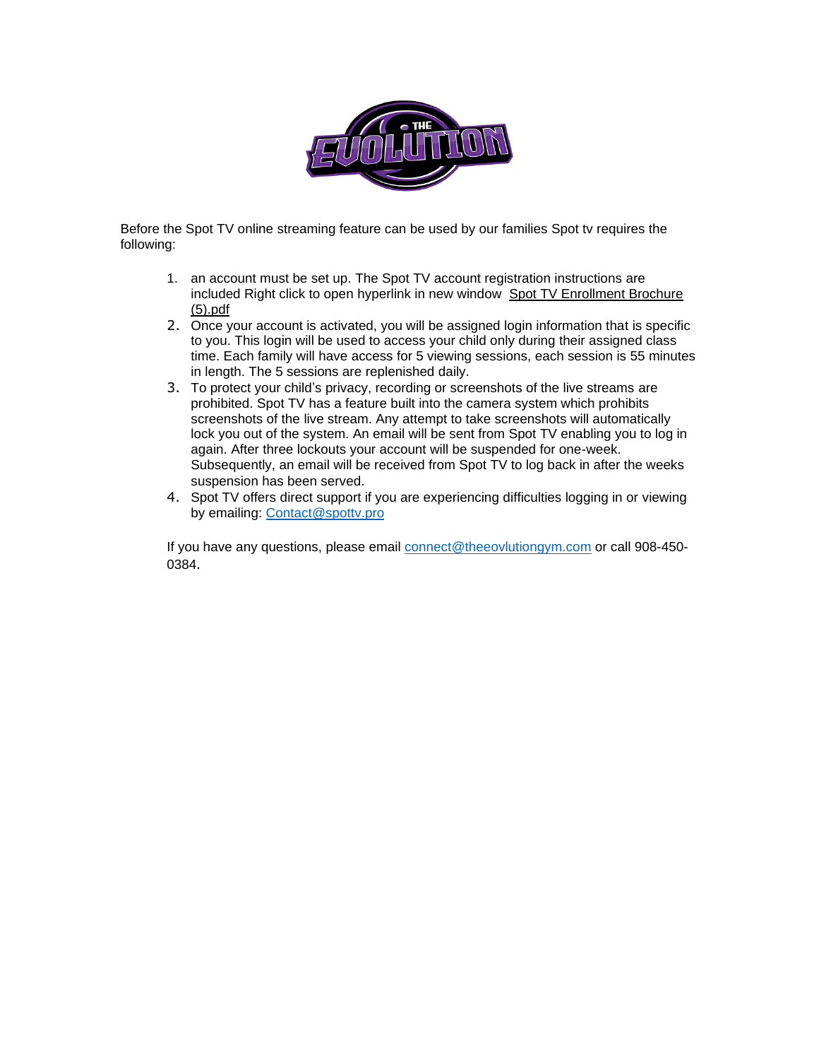Before the Spot TV online streaming feature can be used by our families Spot tv requires the following:

1. an account must be set up. The Spot TV account registration instructions are included Right click to open hyperlink in new window  Spot TV Enrollment Brochure (5).pdf
2. Once your account is activated, you will be assigned login information that is specific to you. This login will be used to access your child only during their assigned class time. Each family will have access for 5 viewing sessions, each session is 55 minutes in length. The 5 sessions are replenished daily.
3. To protect your child's privacy, recording or screenshots of the live streams are prohibited. Spot TV has a feature built into the camera system which prohibits screenshots of the live stream. Any attempt to take screenshots will automatically lock you out of the system. An email will be sent from Spot TV enabling you to log in again. After three lockouts your account will be suspended for one-week. Subsequently, an email will be received from Spot TV to log back in after the weeks suspension has been served.
4. Spot TV offers direct support if you are experiencing difficulties logging in or viewing by emailing: Contact@spottv.pro

If you have any questions, please email connect@theeovlutiongym.com or call 908-450-0384.